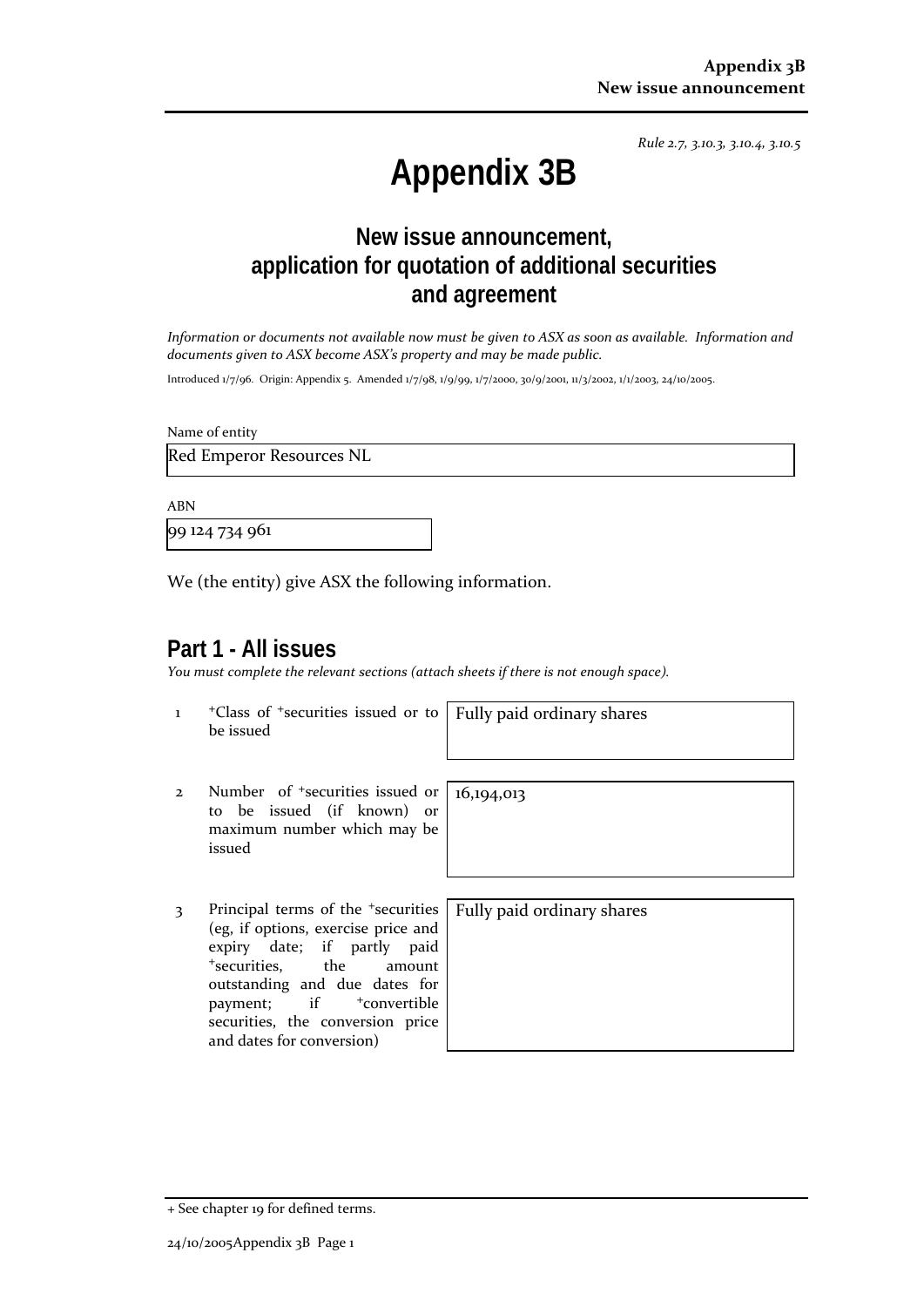*Rule 2.7, 3.10.3, 3.10.4, 3.10.5*

# Appendix 3B

## New issue announcement, application for quotation of additional securities and agreement

*Information or documents not available now must be given to ASX as soon as available. Information and documents given to ASX become ASX's property and may be made public.*

Introduced 1/7/96. Origin: Appendix 5. Amended 1/7/98, 1/9/99, 1/7/2000, 30/9/2001, 11/3/2002, 1/1/2003, 24/10/2005.

Name of entity

Red Emperor Resources NL

ABN

99 124 734 961

We (the entity) give ASX the following information.

## Part 1 - All issues

*You must complete the relevant sections (attach sheets if there is not enough space).*

| | | |
|---|---|---|
| 1 | +Class of +securities issued or to be issued | Fully paid ordinary shares |
| 2 | Number of +securities issued or to be issued (if known) or maximum number which may be issued | 16,194,013 |
| 3 | Principal terms of the +securities (eg, if options, exercise price and expiry date; if partly paid +securities, the amount outstanding and due dates for payment; if +convertible securities, the conversion price and dates for conversion) | Fully paid ordinary shares |

+ See chapter 19 for defined terms.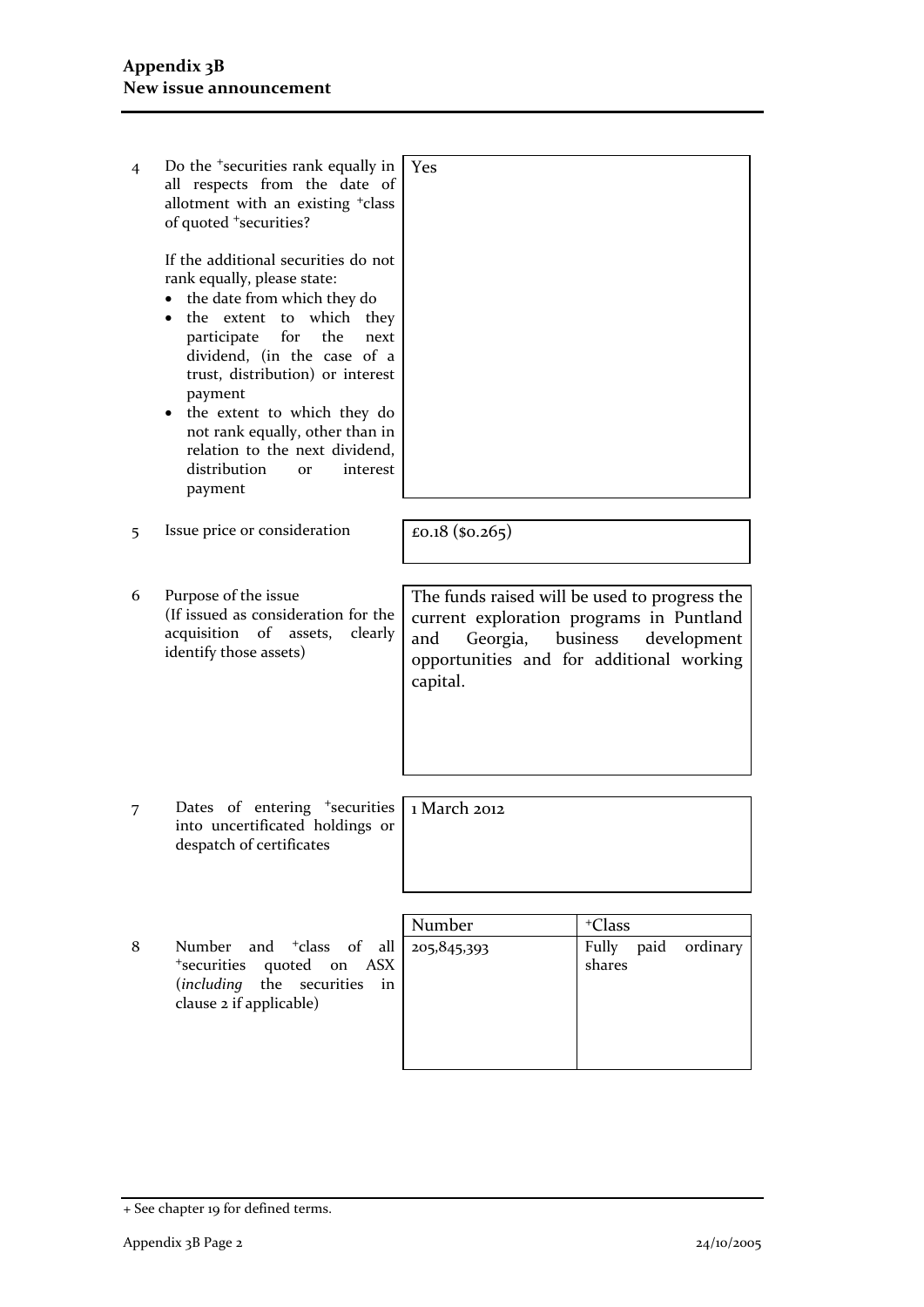| | | |
|---|---|---|
| 4 | Do the +securities rank equally in all respects from the date of allotment with an existing +class of quoted +securities?<br><br>If the additional securities do not rank equally, please state:<br>• the date from which they do<br>• the extent to which they participate for the next dividend, (in the case of a trust, distribution) or interest payment<br>• the extent to which they do not rank equally, other than in relation to the next dividend, distribution or interest payment | Yes |
| 5 | Issue price or consideration | £0.18 ($0.265) |
| 6 | Purpose of the issue<br>(If issued as consideration for the acquisition of assets, clearly identify those assets) | The funds raised will be used to progress the current exploration programs in Puntland and Georgia, business development opportunities and for additional working capital. |
| 7 | Dates of entering +securities into uncertificated holdings or despatch of certificates | 1 March 2012 |

| | | Number | +Class |
|---|---|---|---|
| 8 | Number and +class of all +securities quoted on ASX (*including* the securities in clause 2 if applicable) | 205,845,393 | Fully paid ordinary shares |

+ See chapter 19 for defined terms.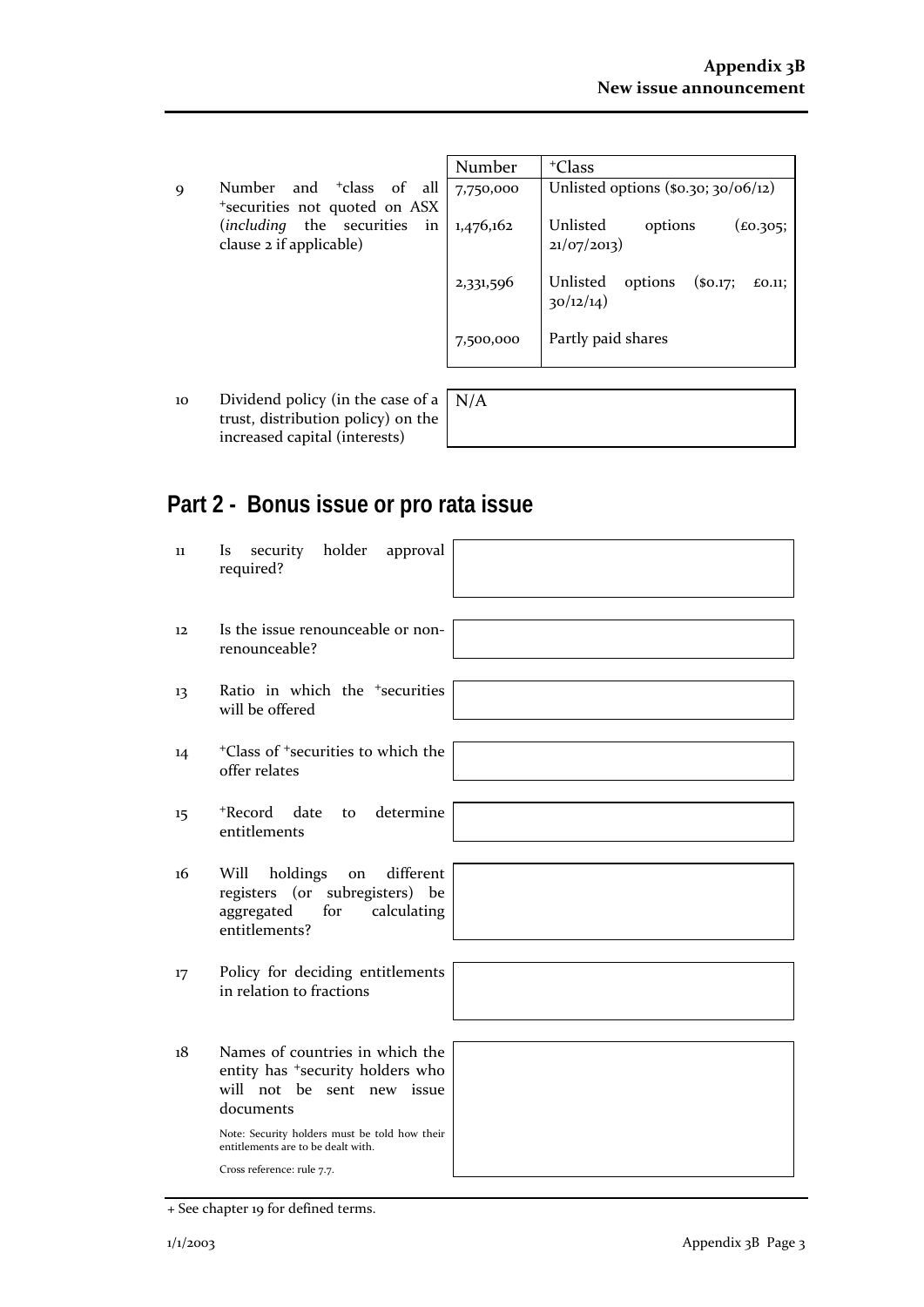| | | Number | +Class |
|---|---|---|---|
| 9 | Number and +class of all +securities not quoted on ASX (*including* the securities in clause 2 if applicable) | 7,750,000 | Unlisted options ($0.30; 30/06/12) |
| | | 1,476,162 | Unlisted options (£0.305; 21/07/2013) |
| | | 2,331,596 | Unlisted options ($0.17; £0.11; 30/12/14) |
| | | 7,500,000 | Partly paid shares |

| | | |
|---|---|---|
| 10 | Dividend policy (in the case of a trust, distribution policy) on the increased capital (interests) | N/A |

## Part 2 - Bonus issue or pro rata issue

| | | |
|---|---|---|
| 11 | Is security holder approval required? | |
| 12 | Is the issue renounceable or non-renounceable? | |
| 13 | Ratio in which the +securities will be offered | |
| 14 | +Class of +securities to which the offer relates | |
| 15 | +Record date to determine entitlements | |
| 16 | Will holdings on different registers (or subregisters) be aggregated for calculating entitlements? | |
| 17 | Policy for deciding entitlements in relation to fractions | |
| 18 | Names of countries in which the entity has +security holders who will not be sent new issue documents<br><br>Note: Security holders must be told how their entitlements are to be dealt with.<br><br>Cross reference: rule 7.7. | |

+ See chapter 19 for defined terms.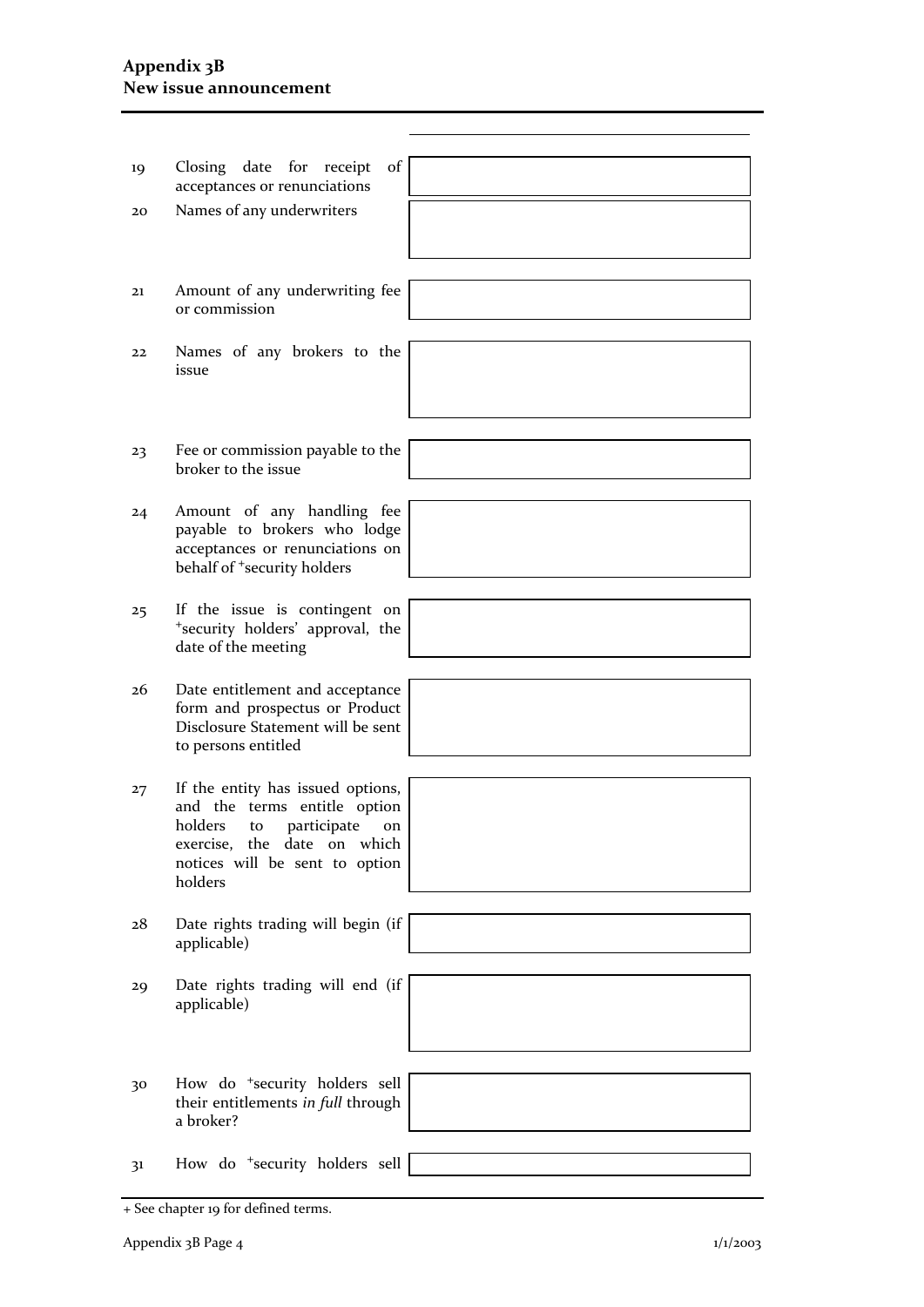| | | |
|---|---|---|
| 19 | Closing date for receipt of acceptances or renunciations | |
| 20 | Names of any underwriters | |
| 21 | Amount of any underwriting fee or commission | |
| 22 | Names of any brokers to the issue | |
| 23 | Fee or commission payable to the broker to the issue | |
| 24 | Amount of any handling fee payable to brokers who lodge acceptances or renunciations on behalf of +security holders | |
| 25 | If the issue is contingent on +security holders' approval, the date of the meeting | |
| 26 | Date entitlement and acceptance form and prospectus or Product Disclosure Statement will be sent to persons entitled | |
| 27 | If the entity has issued options, and the terms entitle option holders to participate on exercise, the date on which notices will be sent to option holders | |
| 28 | Date rights trading will begin (if applicable) | |
| 29 | Date rights trading will end (if applicable) | |
| 30 | How do +security holders sell their entitlements *in full* through a broker? | |
| 31 | How do +security holders sell | |

+ See chapter 19 for defined terms.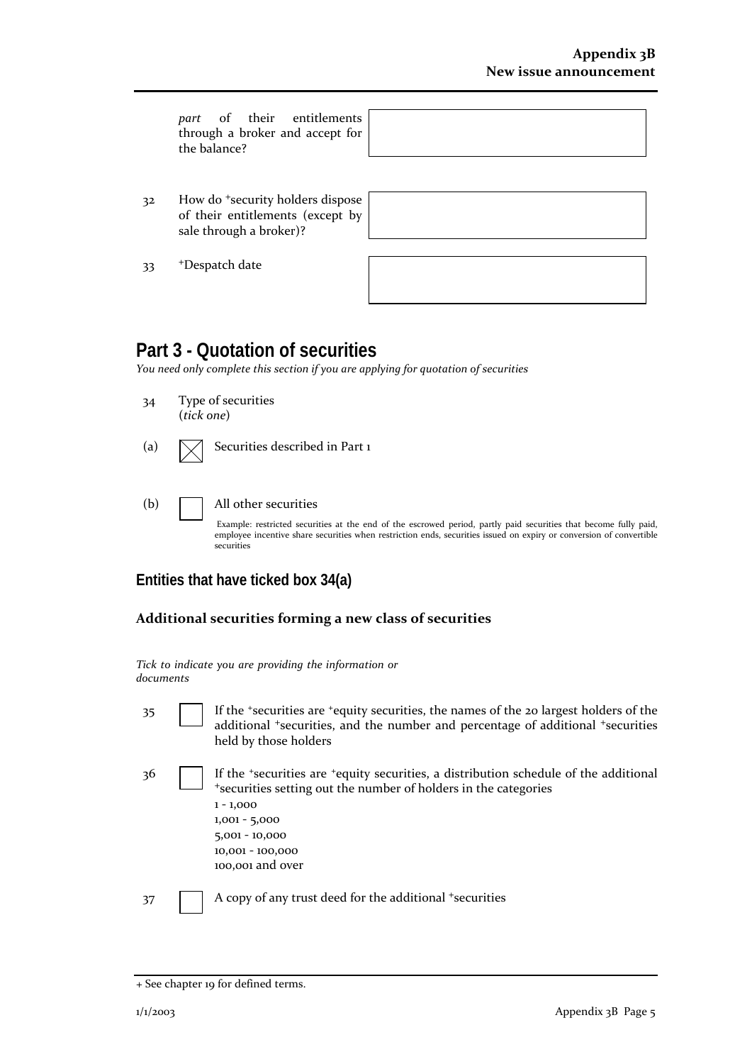*part* of their entitlements through a broker and accept for the balance?

| | |
|---|---|
| | |

32 How do +security holders dispose of their entitlements (except by sale through a broker)?

| | |
|---|---|
| | |

33 +Despatch date

| | |
|---|---|
| | |

## Part 3 - Quotation of securities

*You need only complete this section if you are applying for quotation of securities*

34 Type of securities
(*tick one*)

(a) ☒ Securities described in Part 1

(b) ☐ All other securities

Example: restricted securities at the end of the escrowed period, partly paid securities that become fully paid, employee incentive share securities when restriction ends, securities issued on expiry or conversion of convertible securities

### Entities that have ticked box 34(a)

#### Additional securities forming a new class of securities

*Tick to indicate you are providing the information or documents*

35 ☐ If the +securities are +equity securities, the names of the 20 largest holders of the additional +securities, and the number and percentage of additional +securities held by those holders

36 ☐ If the +securities are +equity securities, a distribution schedule of the additional +securities setting out the number of holders in the categories
1 - 1,000
1,001 - 5,000
5,001 - 10,000
10,001 - 100,000
100,001 and over

37 ☐ A copy of any trust deed for the additional +securities

+ See chapter 19 for defined terms.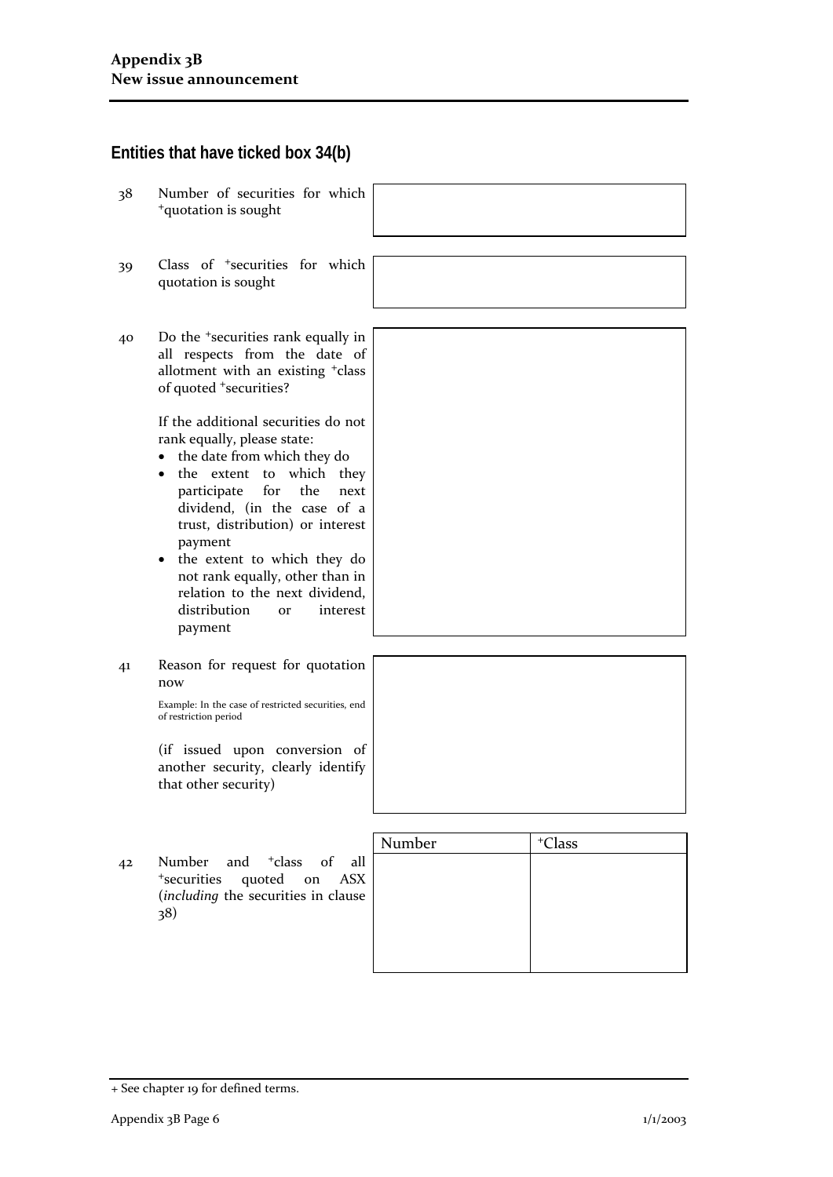## Entities that have ticked box 34(b)

38 Number of securities for which +quotation is sought

39 Class of +securities for which quotation is sought

40 Do the +securities rank equally in all respects from the date of allotment with an existing +class of quoted +securities?

If the additional securities do not rank equally, please state:

- the date from which they do
- the extent to which they participate for the next dividend, (in the case of a trust, distribution) or interest payment
- the extent to which they do not rank equally, other than in relation to the next dividend, distribution or interest payment

41 Reason for request for quotation now

Example: In the case of restricted securities, end of restriction period

(if issued upon conversion of another security, clearly identify that other security)

42 Number and +class of all +securities quoted on ASX (*including* the securities in clause 38)

| Number | +Class |
|---|---|
| | |

+ See chapter 19 for defined terms.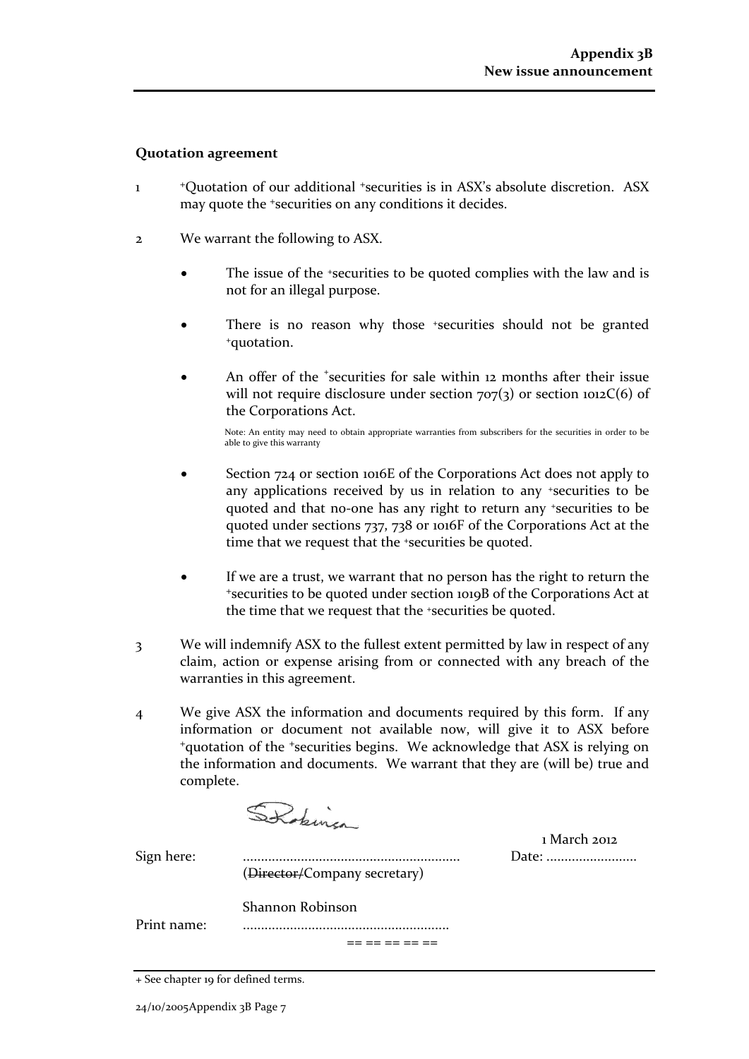## Quotation agreement

1. +Quotation of our additional +securities is in ASX's absolute discretion. ASX may quote the +securities on any conditions it decides.

2. We warrant the following to ASX.

   - The issue of the +securities to be quoted complies with the law and is not for an illegal purpose.

   - There is no reason why those +securities should not be granted +quotation.

   - An offer of the +securities for sale within 12 months after their issue will not require disclosure under section 707(3) or section 1012C(6) of the Corporations Act.

     Note: An entity may need to obtain appropriate warranties from subscribers for the securities in order to be able to give this warranty

   - Section 724 or section 1016E of the Corporations Act does not apply to any applications received by us in relation to any +securities to be quoted and that no-one has any right to return any +securities to be quoted under sections 737, 738 or 1016F of the Corporations Act at the time that we request that the +securities be quoted.

   - If we are a trust, we warrant that no person has the right to return the +securities to be quoted under section 1019B of the Corporations Act at the time that we request that the +securities be quoted.

3. We will indemnify ASX to the fullest extent permitted by law in respect of any claim, action or expense arising from or connected with any breach of the warranties in this agreement.

4. We give ASX the information and documents required by this form. If any information or document not available now, will give it to ASX before +quotation of the +securities begins. We acknowledge that ASX is relying on the information and documents. We warrant that they are (will be) true and complete.

Sign here: ............................................................ (~~Director/~~Company secretary)  Date: 1 March 2012

Print name: Shannon Robinson

== == == == ==

+ See chapter 19 for defined terms.